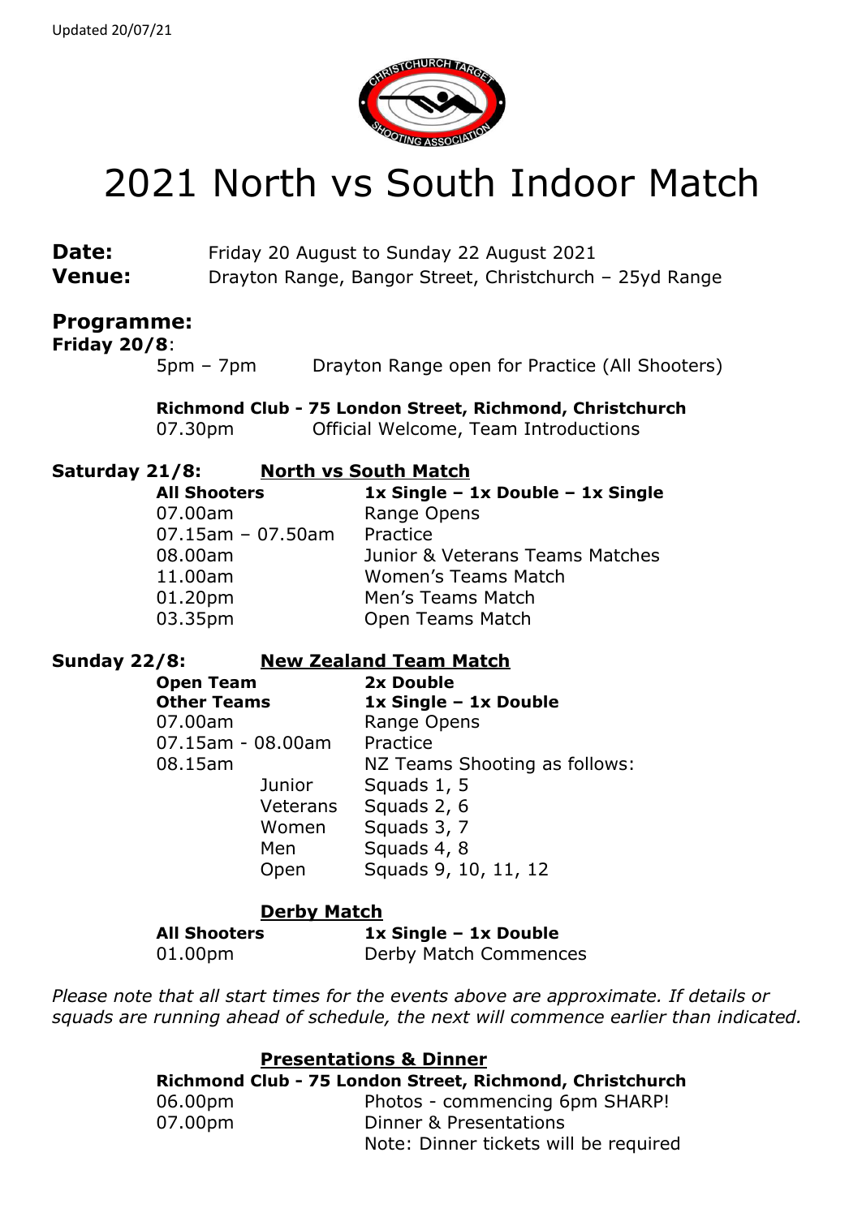Updated 20/07/21

# 2021 North vs South Indoor Match

**Date:** Friday 20 August to Sunday 22 August 2021
**Venue:** Drayton Range, Bangor Street, Christchurch – 25yd Range

## Programme:

**Friday 20/8**:

5pm – 7pm Drayton Range open for Practice (All Shooters)

**Richmond Club - 75 London Street, Richmond, Christchurch**
07.30pm Official Welcome, Team Introductions

**Saturday 21/8:** **North vs South Match**

**All Shooters** **1x Single – 1x Double – 1x Single**

07.00am Range Opens
07.15am – 07.50am Practice
08.00am Junior & Veterans Teams Matches
11.00am Women's Teams Match
01.20pm Men's Teams Match
03.35pm Open Teams Match

**Sunday 22/8:** **New Zealand Team Match**

**Open Team** **2x Double**
**Other Teams** **1x Single – 1x Double**

07.00am Range Opens
07.15am - 08.00am Practice
08.15am NZ Teams Shooting as follows:

- Junior Squads 1, 5
- Veterans Squads 2, 6
- Women Squads 3, 7
- Men Squads 4, 8
- Open Squads 9, 10, 11, 12

**Derby Match**

**All Shooters** **1x Single – 1x Double**
01.00pm Derby Match Commences

*Please note that all start times for the events above are approximate. If details or squads are running ahead of schedule, the next will commence earlier than indicated.*

**Presentations & Dinner**

**Richmond Club - 75 London Street, Richmond, Christchurch**
06.00pm Photos - commencing 6pm SHARP!
07.00pm Dinner & Presentations
Note: Dinner tickets will be required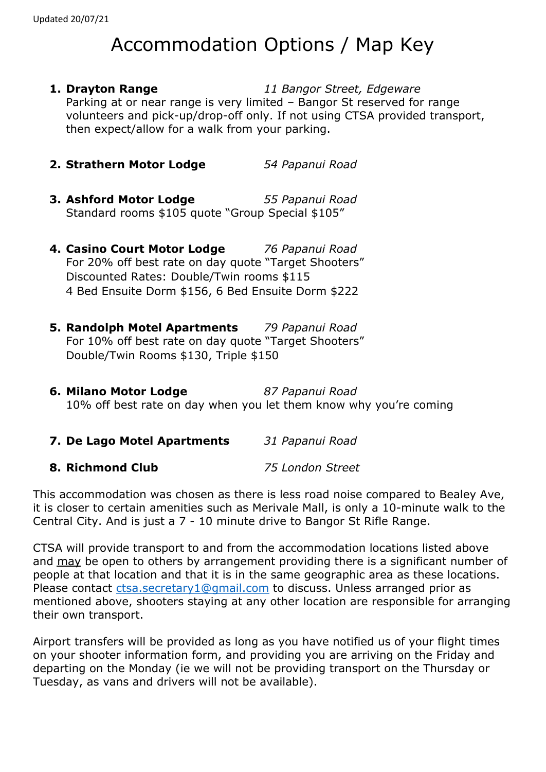Updated 20/07/21

# Accommodation Options / Map Key

1. **Drayton Range** *11 Bangor Street, Edgeware*
   Parking at or near range is very limited – Bangor St reserved for range volunteers and pick-up/drop-off only. If not using CTSA provided transport, then expect/allow for a walk from your parking.

2. **Strathern Motor Lodge** *54 Papanui Road*

3. **Ashford Motor Lodge** *55 Papanui Road*
   Standard rooms $105 quote "Group Special $105"

4. **Casino Court Motor Lodge** *76 Papanui Road*
   For 20% off best rate on day quote "Target Shooters"
   Discounted Rates: Double/Twin rooms $115
   4 Bed Ensuite Dorm $156, 6 Bed Ensuite Dorm $222

5. **Randolph Motel Apartments** *79 Papanui Road*
   For 10% off best rate on day quote "Target Shooters"
   Double/Twin Rooms $130, Triple $150

6. **Milano Motor Lodge** *87 Papanui Road*
   10% off best rate on day when you let them know why you're coming

7. **De Lago Motel Apartments** *31 Papanui Road*

8. **Richmond Club** *75 London Street*

This accommodation was chosen as there is less road noise compared to Bealey Ave, it is closer to certain amenities such as Merivale Mall, is only a 10-minute walk to the Central City. And is just a 7 - 10 minute drive to Bangor St Rifle Range.

CTSA will provide transport to and from the accommodation locations listed above and <u>may</u> be open to others by arrangement providing there is a significant number of people at that location and that it is in the same geographic area as these locations. Please contact [ctsa.secretary1@gmail.com](mailto:ctsa.secretary1@gmail.com) to discuss. Unless arranged prior as mentioned above, shooters staying at any other location are responsible for arranging their own transport.

Airport transfers will be provided as long as you have notified us of your flight times on your shooter information form, and providing you are arriving on the Friday and departing on the Monday (ie we will not be providing transport on the Thursday or Tuesday, as vans and drivers will not be available).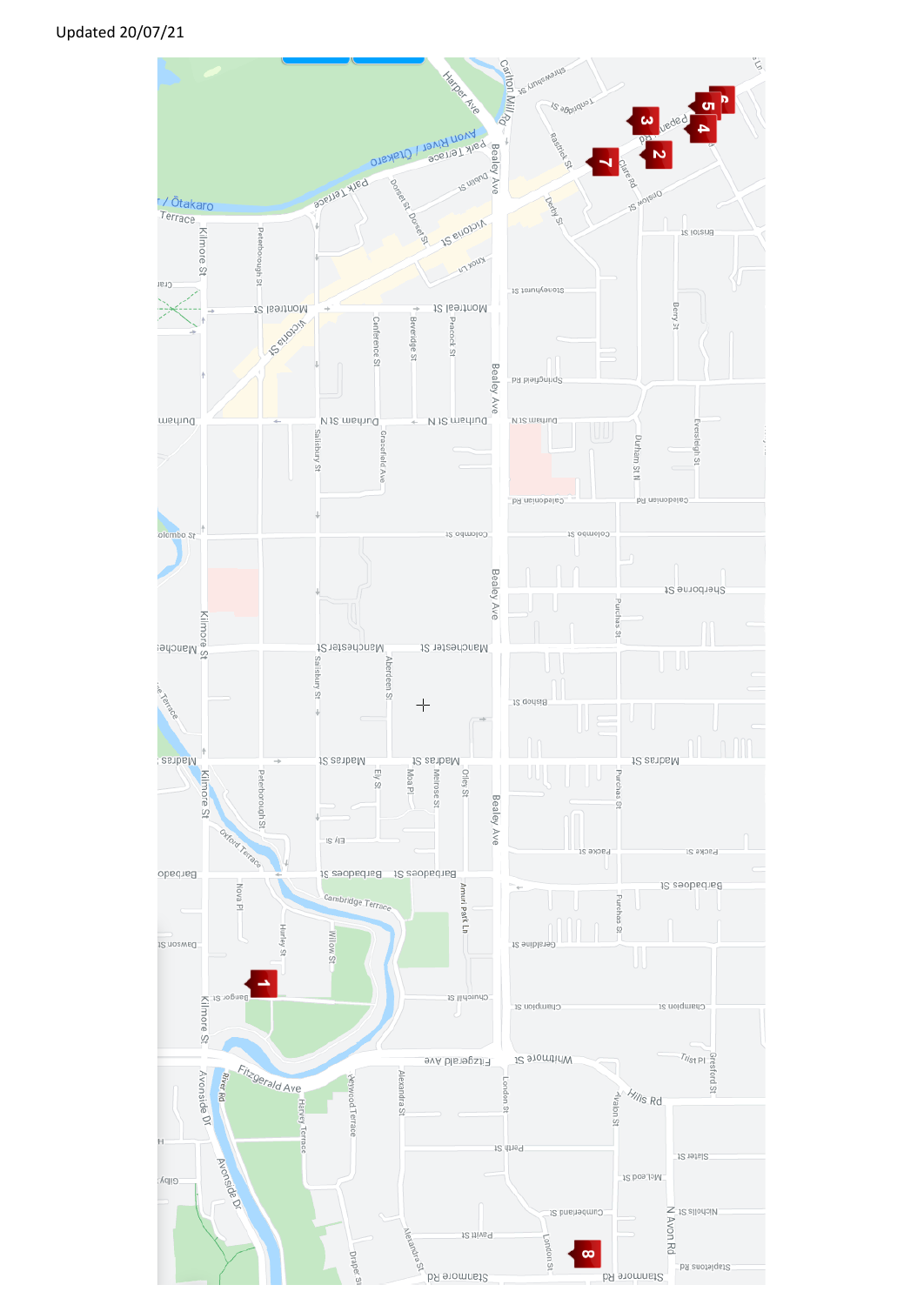Updated 20/07/21